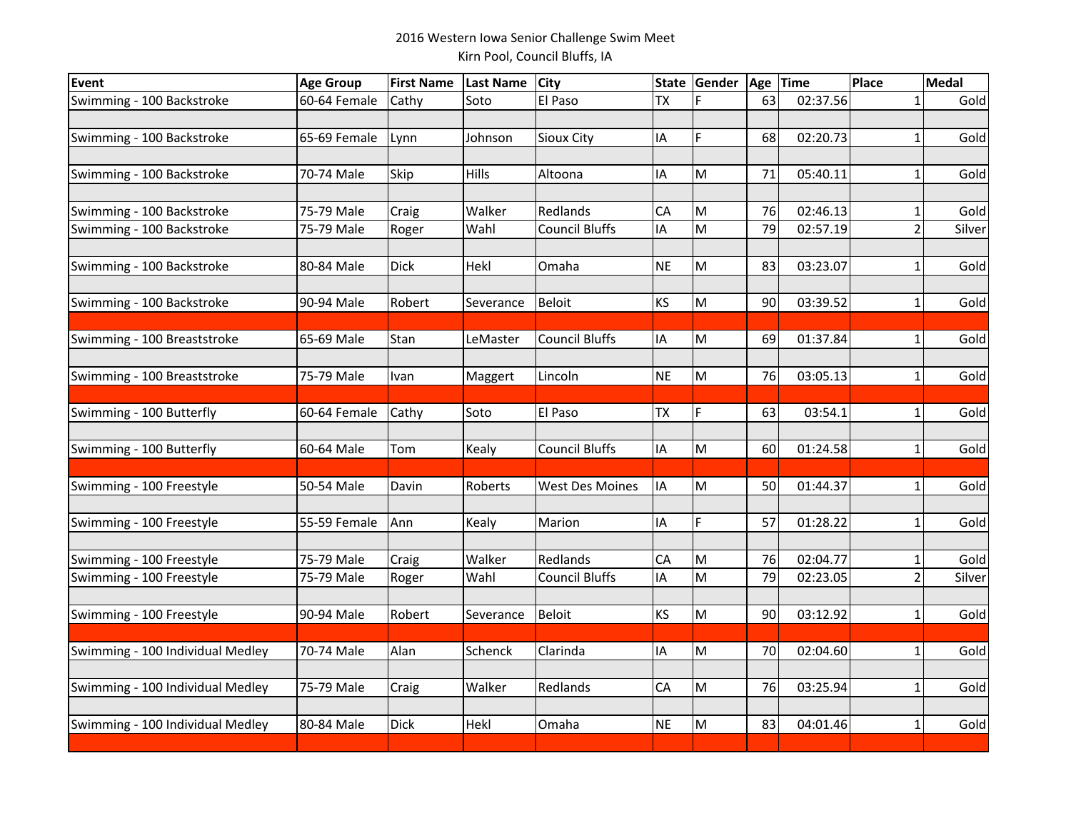2016 Western Iowa Senior Challenge Swim Meet

Kirn Pool, Council Bluffs, IA

| Event | Age Group | First Name | Last Name | City | State | Gender | Age | Time | Place | Medal |
|---|---|---|---|---|---|---|---|---|---|---|
| Swimming - 100 Backstroke | 60-64 Female | Cathy | Soto | El Paso | TX | F | 63 | 02:37.56 | 1 | Gold |
| | | | | | | | | | | |
| Swimming - 100 Backstroke | 65-69 Female | Lynn | Johnson | Sioux City | IA | F | 68 | 02:20.73 | 1 | Gold |
| | | | | | | | | | | |
| Swimming - 100 Backstroke | 70-74 Male | Skip | Hills | Altoona | IA | M | 71 | 05:40.11 | 1 | Gold |
| | | | | | | | | | | |
| Swimming - 100 Backstroke | 75-79 Male | Craig | Walker | Redlands | CA | M | 76 | 02:46.13 | 1 | Gold |
| Swimming - 100 Backstroke | 75-79 Male | Roger | Wahl | Council Bluffs | IA | M | 79 | 02:57.19 | 2 | Silver |
| | | | | | | | | | | |
| Swimming - 100 Backstroke | 80-84 Male | Dick | Hekl | Omaha | NE | M | 83 | 03:23.07 | 1 | Gold |
| | | | | | | | | | | |
| Swimming - 100 Backstroke | 90-94 Male | Robert | Severance | Beloit | KS | M | 90 | 03:39.52 | 1 | Gold |
| | | | | | | | | | | |
| Swimming - 100 Breaststroke | 65-69 Male | Stan | LeMaster | Council Bluffs | IA | M | 69 | 01:37.84 | 1 | Gold |
| | | | | | | | | | | |
| Swimming - 100 Breaststroke | 75-79 Male | Ivan | Maggert | Lincoln | NE | M | 76 | 03:05.13 | 1 | Gold |
| | | | | | | | | | | |
| Swimming - 100 Butterfly | 60-64 Female | Cathy | Soto | El Paso | TX | F | 63 | 03:54.1 | 1 | Gold |
| | | | | | | | | | | |
| Swimming - 100 Butterfly | 60-64 Male | Tom | Kealy | Council Bluffs | IA | M | 60 | 01:24.58 | 1 | Gold |
| | | | | | | | | | | |
| Swimming - 100 Freestyle | 50-54 Male | Davin | Roberts | West Des Moines | IA | M | 50 | 01:44.37 | 1 | Gold |
| | | | | | | | | | | |
| Swimming - 100 Freestyle | 55-59 Female | Ann | Kealy | Marion | IA | F | 57 | 01:28.22 | 1 | Gold |
| | | | | | | | | | | |
| Swimming - 100 Freestyle | 75-79 Male | Craig | Walker | Redlands | CA | M | 76 | 02:04.77 | 1 | Gold |
| Swimming - 100 Freestyle | 75-79 Male | Roger | Wahl | Council Bluffs | IA | M | 79 | 02:23.05 | 2 | Silver |
| | | | | | | | | | | |
| Swimming - 100 Freestyle | 90-94 Male | Robert | Severance | Beloit | KS | M | 90 | 03:12.92 | 1 | Gold |
| | | | | | | | | | | |
| Swimming - 100 Individual Medley | 70-74 Male | Alan | Schenck | Clarinda | IA | M | 70 | 02:04.60 | 1 | Gold |
| | | | | | | | | | | |
| Swimming - 100 Individual Medley | 75-79 Male | Craig | Walker | Redlands | CA | M | 76 | 03:25.94 | 1 | Gold |
| | | | | | | | | | | |
| Swimming - 100 Individual Medley | 80-84 Male | Dick | Hekl | Omaha | NE | M | 83 | 04:01.46 | 1 | Gold |
| | | | | | | | | | | |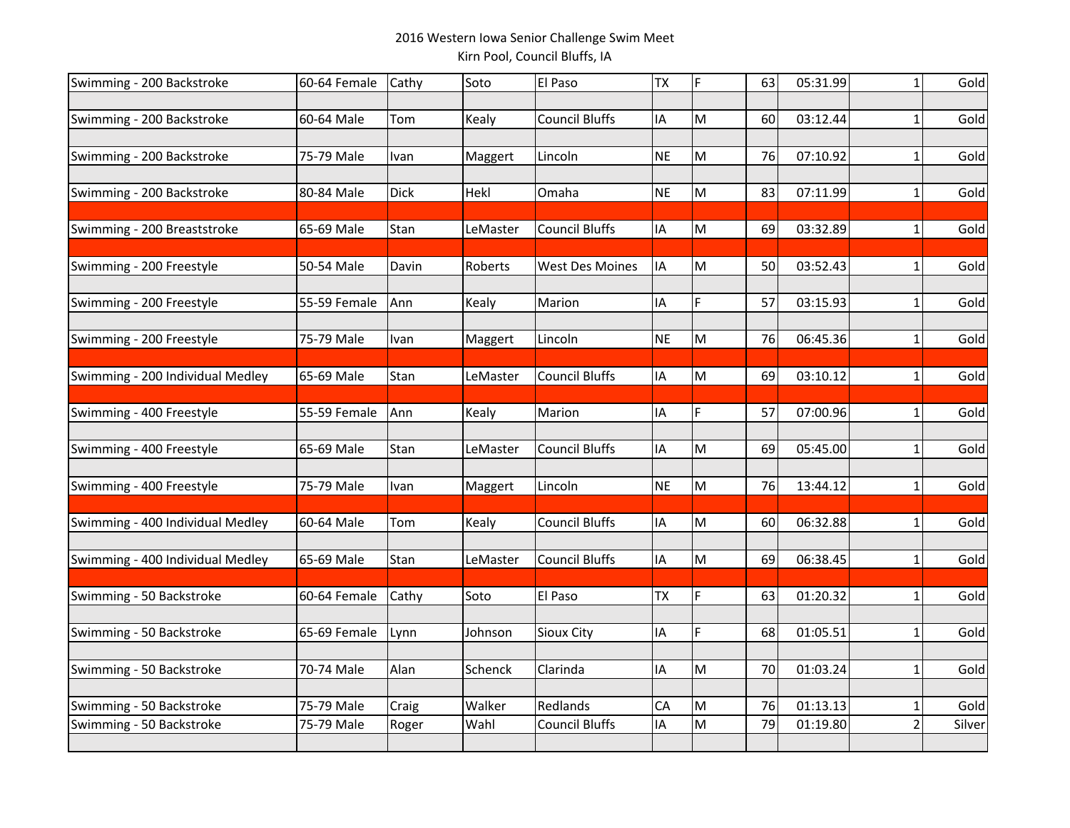2016 Western Iowa Senior Challenge Swim Meet
Kirn Pool, Council Bluffs, IA

| Event | Age Group | First Name | Last Name | City | State | Gender | Age | Time | Place | Medal |
|---|---|---|---|---|---|---|---|---|---|---|
| Swimming - 200 Backstroke | 60-64 Female | Cathy | Soto | El Paso | TX | F | 63 | 05:31.99 | 1 | Gold |
| Swimming - 200 Backstroke | 60-64 Male | Tom | Kealy | Council Bluffs | IA | M | 60 | 03:12.44 | 1 | Gold |
| Swimming - 200 Backstroke | 75-79 Male | Ivan | Maggert | Lincoln | NE | M | 76 | 07:10.92 | 1 | Gold |
| Swimming - 200 Backstroke | 80-84 Male | Dick | Hekl | Omaha | NE | M | 83 | 07:11.99 | 1 | Gold |
| Swimming - 200 Breaststroke | 65-69 Male | Stan | LeMaster | Council Bluffs | IA | M | 69 | 03:32.89 | 1 | Gold |
| Swimming - 200 Freestyle | 50-54 Male | Davin | Roberts | West Des Moines | IA | M | 50 | 03:52.43 | 1 | Gold |
| Swimming - 200 Freestyle | 55-59 Female | Ann | Kealy | Marion | IA | F | 57 | 03:15.93 | 1 | Gold |
| Swimming - 200 Freestyle | 75-79 Male | Ivan | Maggert | Lincoln | NE | M | 76 | 06:45.36 | 1 | Gold |
| Swimming - 200 Individual Medley | 65-69 Male | Stan | LeMaster | Council Bluffs | IA | M | 69 | 03:10.12 | 1 | Gold |
| Swimming - 400 Freestyle | 55-59 Female | Ann | Kealy | Marion | IA | F | 57 | 07:00.96 | 1 | Gold |
| Swimming - 400 Freestyle | 65-69 Male | Stan | LeMaster | Council Bluffs | IA | M | 69 | 05:45.00 | 1 | Gold |
| Swimming - 400 Freestyle | 75-79 Male | Ivan | Maggert | Lincoln | NE | M | 76 | 13:44.12 | 1 | Gold |
| Swimming - 400 Individual Medley | 60-64 Male | Tom | Kealy | Council Bluffs | IA | M | 60 | 06:32.88 | 1 | Gold |
| Swimming - 400 Individual Medley | 65-69 Male | Stan | LeMaster | Council Bluffs | IA | M | 69 | 06:38.45 | 1 | Gold |
| Swimming - 50 Backstroke | 60-64 Female | Cathy | Soto | El Paso | TX | F | 63 | 01:20.32 | 1 | Gold |
| Swimming - 50 Backstroke | 65-69 Female | Lynn | Johnson | Sioux City | IA | F | 68 | 01:05.51 | 1 | Gold |
| Swimming - 50 Backstroke | 70-74 Male | Alan | Schenck | Clarinda | IA | M | 70 | 01:03.24 | 1 | Gold |
| Swimming - 50 Backstroke | 75-79 Male | Craig | Walker | Redlands | CA | M | 76 | 01:13.13 | 1 | Gold |
| Swimming - 50 Backstroke | 75-79 Male | Roger | Wahl | Council Bluffs | IA | M | 79 | 01:19.80 | 2 | Silver |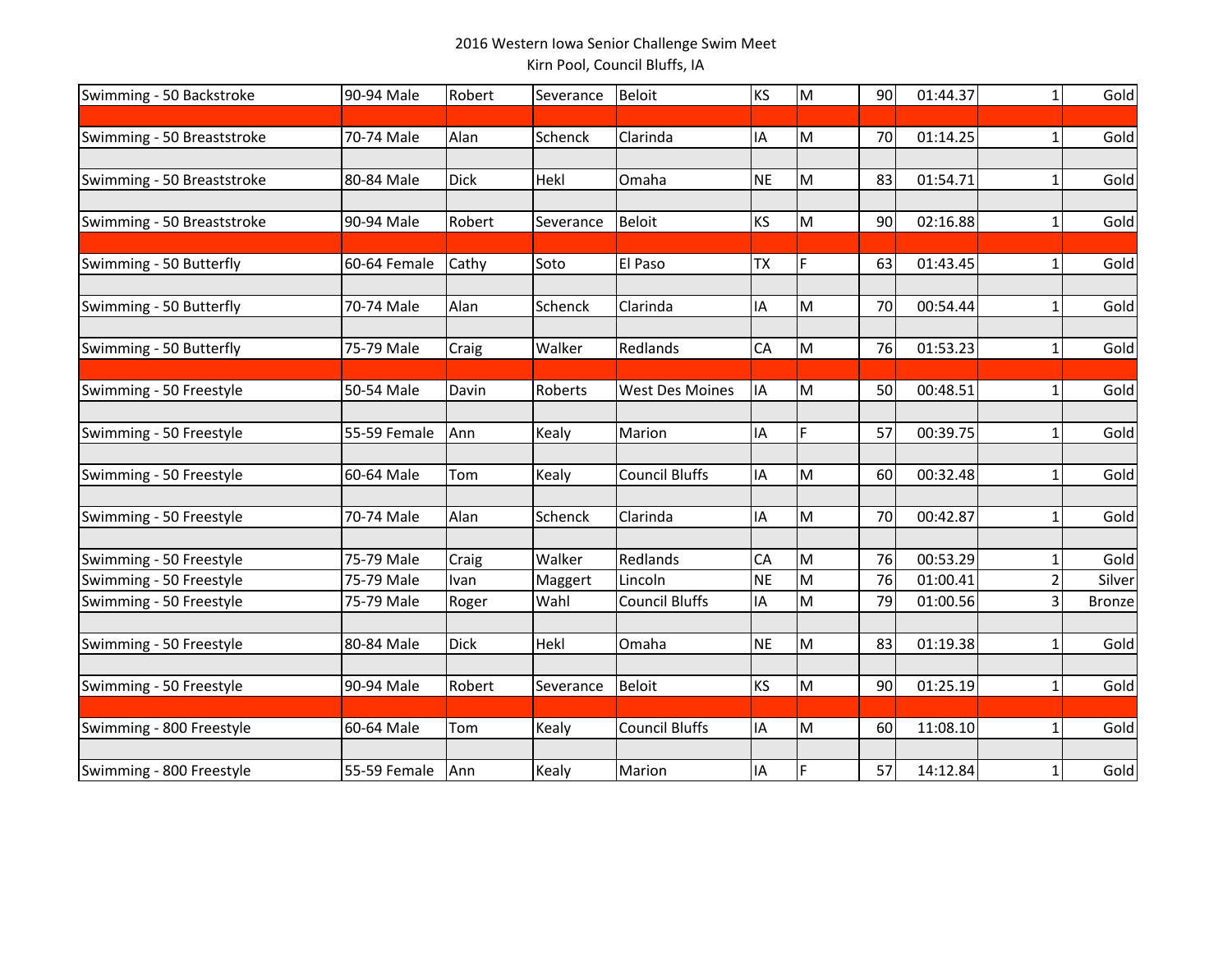2016 Western Iowa Senior Challenge Swim Meet
Kirn Pool, Council Bluffs, IA

| | | | | | | | | | | |
|---|---|---|---|---|---|---|---|---|---|---|
| Swimming - 50 Backstroke | 90-94 Male | Robert | Severance | Beloit | KS | M | 90 | 01:44.37 | 1 | Gold |
| | | | | | | | | | | |
| Swimming - 50 Breaststroke | 70-74 Male | Alan | Schenck | Clarinda | IA | M | 70 | 01:14.25 | 1 | Gold |
| | | | | | | | | | | |
| Swimming - 50 Breaststroke | 80-84 Male | Dick | Hekl | Omaha | NE | M | 83 | 01:54.71 | 1 | Gold |
| | | | | | | | | | | |
| Swimming - 50 Breaststroke | 90-94 Male | Robert | Severance | Beloit | KS | M | 90 | 02:16.88 | 1 | Gold |
| | | | | | | | | | | |
| Swimming - 50 Butterfly | 60-64 Female | Cathy | Soto | El Paso | TX | F | 63 | 01:43.45 | 1 | Gold |
| | | | | | | | | | | |
| Swimming - 50 Butterfly | 70-74 Male | Alan | Schenck | Clarinda | IA | M | 70 | 00:54.44 | 1 | Gold |
| | | | | | | | | | | |
| Swimming - 50 Butterfly | 75-79 Male | Craig | Walker | Redlands | CA | M | 76 | 01:53.23 | 1 | Gold |
| | | | | | | | | | | |
| Swimming - 50 Freestyle | 50-54 Male | Davin | Roberts | West Des Moines | IA | M | 50 | 00:48.51 | 1 | Gold |
| | | | | | | | | | | |
| Swimming - 50 Freestyle | 55-59 Female | Ann | Kealy | Marion | IA | F | 57 | 00:39.75 | 1 | Gold |
| | | | | | | | | | | |
| Swimming - 50 Freestyle | 60-64 Male | Tom | Kealy | Council Bluffs | IA | M | 60 | 00:32.48 | 1 | Gold |
| | | | | | | | | | | |
| Swimming - 50 Freestyle | 70-74 Male | Alan | Schenck | Clarinda | IA | M | 70 | 00:42.87 | 1 | Gold |
| | | | | | | | | | | |
| Swimming - 50 Freestyle | 75-79 Male | Craig | Walker | Redlands | CA | M | 76 | 00:53.29 | 1 | Gold |
| Swimming - 50 Freestyle | 75-79 Male | Ivan | Maggert | Lincoln | NE | M | 76 | 01:00.41 | 2 | Silver |
| Swimming - 50 Freestyle | 75-79 Male | Roger | Wahl | Council Bluffs | IA | M | 79 | 01:00.56 | 3 | Bronze |
| | | | | | | | | | | |
| Swimming - 50 Freestyle | 80-84 Male | Dick | Hekl | Omaha | NE | M | 83 | 01:19.38 | 1 | Gold |
| | | | | | | | | | | |
| Swimming - 50 Freestyle | 90-94 Male | Robert | Severance | Beloit | KS | M | 90 | 01:25.19 | 1 | Gold |
| | | | | | | | | | | |
| Swimming - 800 Freestyle | 60-64 Male | Tom | Kealy | Council Bluffs | IA | M | 60 | 11:08.10 | 1 | Gold |
| | | | | | | | | | | |
| Swimming - 800 Freestyle | 55-59 Female | Ann | Kealy | Marion | IA | F | 57 | 14:12.84 | 1 | Gold |